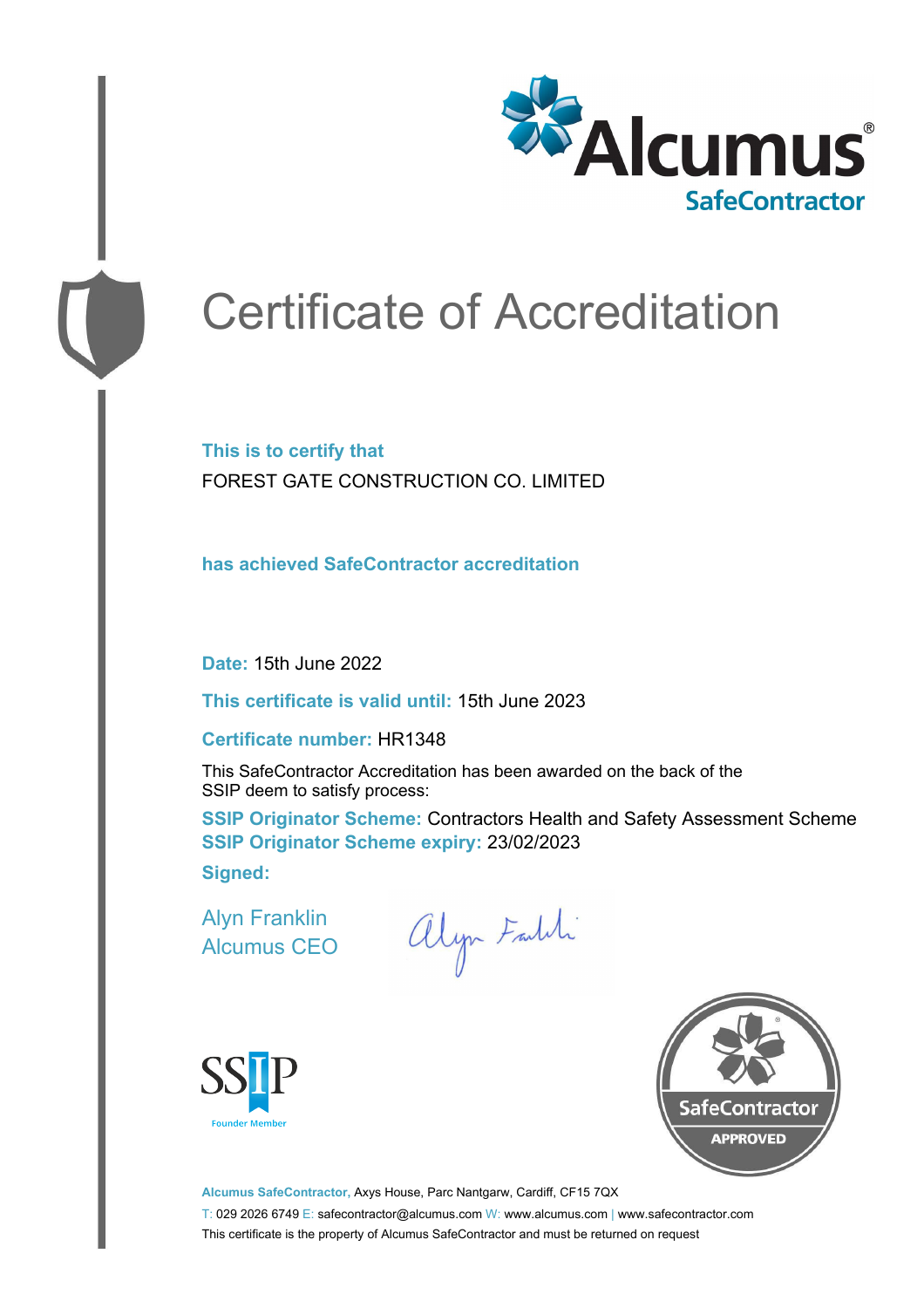Alcumus® SafeContractor

# Certificate of Accreditation

**This is to certify that**

FOREST GATE CONSTRUCTION CO. LIMITED

**has achieved SafeContractor accreditation**

**Date:** 15th June 2022

**This certificate is valid until:** 15th June 2023

**Certificate number:** HR1348

This SafeContractor Accreditation has been awarded on the back of the SSIP deem to satisfy process:

**SSIP Originator Scheme:** Contractors Health and Safety Assessment Scheme

**SSIP Originator Scheme expiry:** 23/02/2023

**Signed:**

Alyn Franklin
Alcumus CEO

SSIP Founder Member

SafeContractor APPROVED

**Alcumus SafeContractor,** Axys House, Parc Nantgarw, Cardiff, CF15 7QX

T: 029 2026 6749 E: safecontractor@alcumus.com W: www.alcumus.com | www.safecontractor.com

This certificate is the property of Alcumus SafeContractor and must be returned on request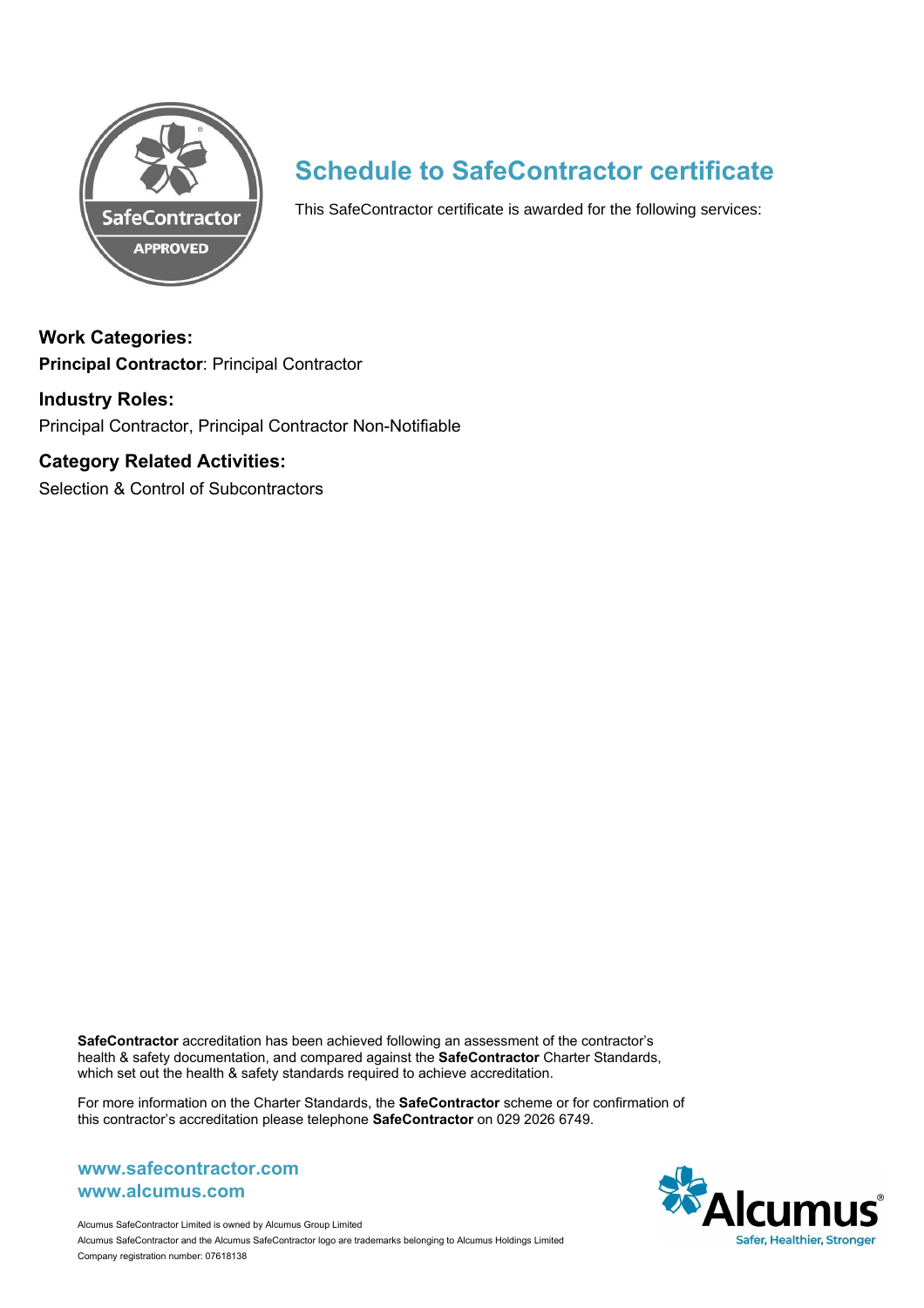# Schedule to SafeContractor certificate

This SafeContractor certificate is awarded for the following services:

### Work Categories:

**Principal Contractor**: Principal Contractor

### Industry Roles:

Principal Contractor, Principal Contractor Non-Notifiable

### Category Related Activities:

Selection & Control of Subcontractors

**SafeContractor** accreditation has been achieved following an assessment of the contractor's health & safety documentation, and compared against the **SafeContractor** Charter Standards, which set out the health & safety standards required to achieve accreditation.

For more information on the Charter Standards, the **SafeContractor** scheme or for confirmation of this contractor's accreditation please telephone **SafeContractor** on 029 2026 6749.

**www.safecontractor.com**
**www.alcumus.com**

Alcumus SafeContractor Limited is owned by Alcumus Group Limited
Alcumus SafeContractor and the Alcumus SafeContractor logo are trademarks belonging to Alcumus Holdings Limited
Company registration number: 07618138

Alcumus®
Safer, Healthier, Stronger